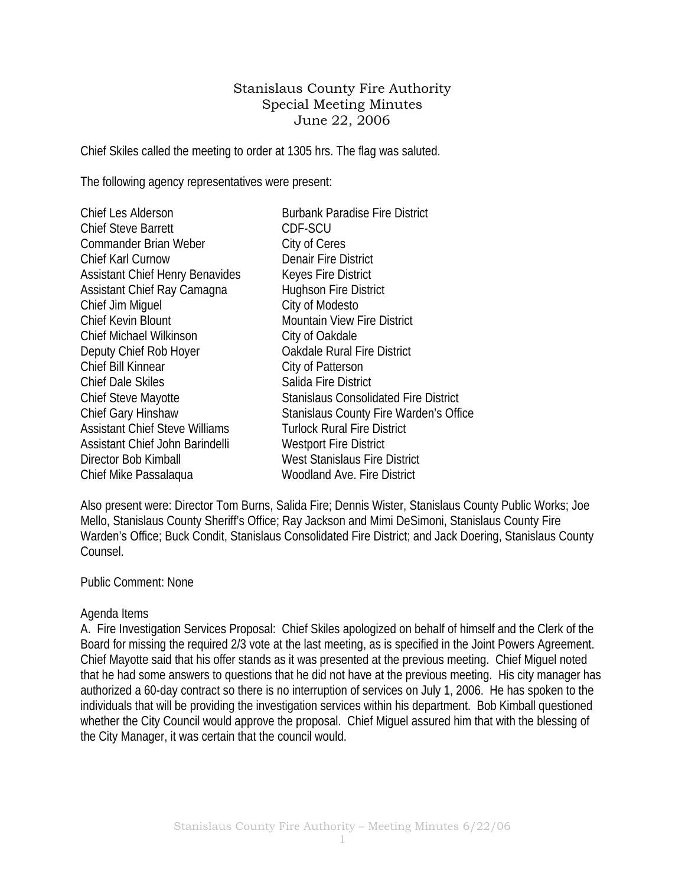# Stanislaus County Fire Authority
## Special Meeting Minutes
### June 22, 2006

Chief Skiles called the meeting to order at 1305 hrs. The flag was saluted.

The following agency representatives were present:

| | |
|---|---|
| Chief Les Alderson | Burbank Paradise Fire District |
| Chief Steve Barrett | CDF-SCU |
| Commander Brian Weber | City of Ceres |
| Chief Karl Curnow | Denair Fire District |
| Assistant Chief Henry Benavides | Keyes Fire District |
| Assistant Chief Ray Camagna | Hughson Fire District |
| Chief Jim Miguel | City of Modesto |
| Chief Kevin Blount | Mountain View Fire District |
| Chief Michael Wilkinson | City of Oakdale |
| Deputy Chief Rob Hoyer | Oakdale Rural Fire District |
| Chief Bill Kinnear | City of Patterson |
| Chief Dale Skiles | Salida Fire District |
| Chief Steve Mayotte | Stanislaus Consolidated Fire District |
| Chief Gary Hinshaw | Stanislaus County Fire Warden's Office |
| Assistant Chief Steve Williams | Turlock Rural Fire District |
| Assistant Chief John Barindelli | Westport Fire District |
| Director Bob Kimball | West Stanislaus Fire District |
| Chief Mike Passalaqua | Woodland Ave. Fire District |

Also present were: Director Tom Burns, Salida Fire; Dennis Wister, Stanislaus County Public Works; Joe Mello, Stanislaus County Sheriff's Office; Ray Jackson and Mimi DeSimoni, Stanislaus County Fire Warden's Office; Buck Condit, Stanislaus Consolidated Fire District; and Jack Doering, Stanislaus County Counsel.

Public Comment: None

Agenda Items

A. Fire Investigation Services Proposal: Chief Skiles apologized on behalf of himself and the Clerk of the Board for missing the required 2/3 vote at the last meeting, as is specified in the Joint Powers Agreement. Chief Mayotte said that his offer stands as it was presented at the previous meeting. Chief Miguel noted that he had some answers to questions that he did not have at the previous meeting. His city manager has authorized a 60-day contract so there is no interruption of services on July 1, 2006. He has spoken to the individuals that will be providing the investigation services within his department. Bob Kimball questioned whether the City Council would approve the proposal. Chief Miguel assured him that with the blessing of the City Manager, it was certain that the council would.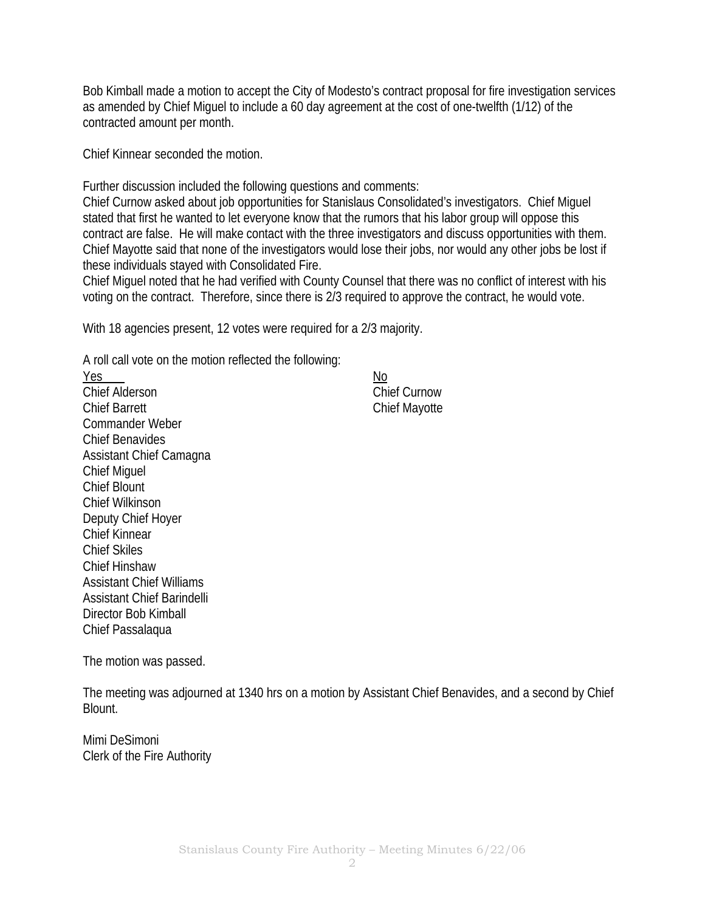Bob Kimball made a motion to accept the City of Modesto's contract proposal for fire investigation services as amended by Chief Miguel to include a 60 day agreement at the cost of one-twelfth (1/12) of the contracted amount per month.

Chief Kinnear seconded the motion.

Further discussion included the following questions and comments:
Chief Curnow asked about job opportunities for Stanislaus Consolidated's investigators. Chief Miguel stated that first he wanted to let everyone know that the rumors that his labor group will oppose this contract are false. He will make contact with the three investigators and discuss opportunities with them. Chief Mayotte said that none of the investigators would lose their jobs, nor would any other jobs be lost if these individuals stayed with Consolidated Fire.
Chief Miguel noted that he had verified with County Counsel that there was no conflict of interest with his voting on the contract. Therefore, since there is 2/3 required to approve the contract, he would vote.

With 18 agencies present, 12 votes were required for a 2/3 majority.

A roll call vote on the motion reflected the following:

| Yes | No |
|---|---|
| Chief Alderson | Chief Curnow |
| Chief Barrett | Chief Mayotte |
| Commander Weber | |
| Chief Benavides | |
| Assistant Chief Camagna | |
| Chief Miguel | |
| Chief Blount | |
| Chief Wilkinson | |
| Deputy Chief Hoyer | |
| Chief Kinnear | |
| Chief Skiles | |
| Chief Hinshaw | |
| Assistant Chief Williams | |
| Assistant Chief Barindelli | |
| Director Bob Kimball | |
| Chief Passalaqua | |

The motion was passed.

The meeting was adjourned at 1340 hrs on a motion by Assistant Chief Benavides, and a second by Chief Blount.

Mimi DeSimoni
Clerk of the Fire Authority